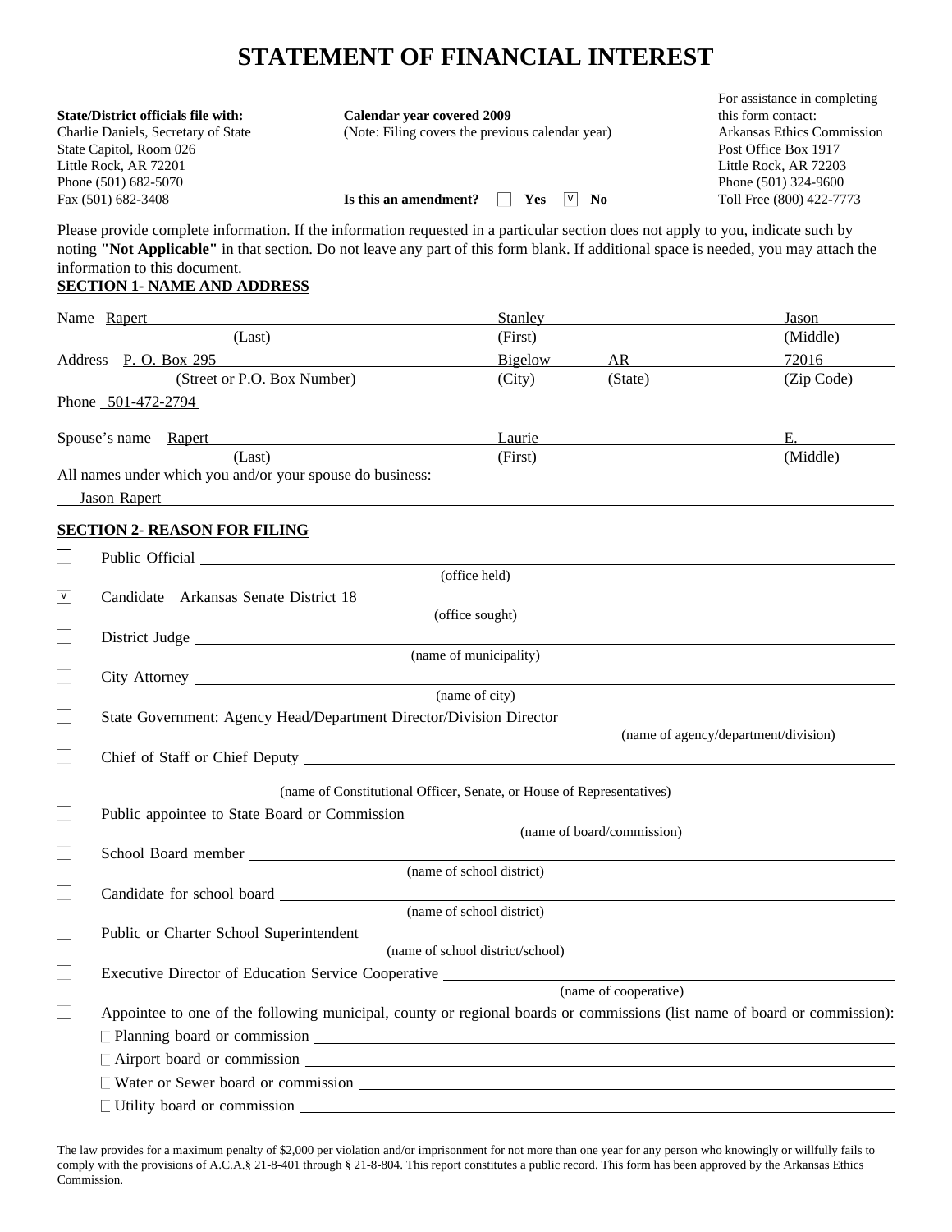# STATEMENT OF FINANCIAL INTEREST

**State/District officials file with:**
Charlie Daniels, Secretary of State
State Capitol, Room 026
Little Rock, AR 72201
Phone (501) 682-5070
Fax (501) 682-3408

**Calendar year covered 2009**
(Note: Filing covers the previous calendar year)

**Is this an amendment?** ☐ **Yes** ☑ **No**

For assistance in completing this form contact:
Arkansas Ethics Commission
Post Office Box 1917
Little Rock, AR 72203
Phone (501) 324-9600
Toll Free (800) 422-7773

Please provide complete information. If the information requested in a particular section does not apply to you, indicate such by noting **"Not Applicable"** in that section. Do not leave any part of this form blank. If additional space is needed, you may attach the information to this document.

**SECTION 1- NAME AND ADDRESS**

Name Rapert (Last) Stanley (First) Jason (Middle)

Address P. O. Box 295 (Street or P.O. Box Number) Bigelow (City) AR (State) 72016 (Zip Code)

Phone 501-472-2794

Spouse's name Rapert (Last) Laurie (First) E. (Middle)

All names under which you and/or your spouse do business:

Jason Rapert

**SECTION 2- REASON FOR FILING**

- ☐ Public Official ______ (office held)
- ☑ Candidate Arkansas Senate District 18 (office sought)
- ☐ District Judge ______ (name of municipality)
- ☐ City Attorney ______ (name of city)
- ☐ State Government: Agency Head/Department Director/Division Director ______ (name of agency/department/division)
- ☐ Chief of Staff or Chief Deputy ______ (name of Constitutional Officer, Senate, or House of Representatives)
- ☐ Public appointee to State Board or Commission ______ (name of board/commission)
- ☐ School Board member ______ (name of school district)
- ☐ Candidate for school board ______ (name of school district)
- ☐ Public or Charter School Superintendent ______ (name of school district/school)
- ☐ Executive Director of Education Service Cooperative ______ (name of cooperative)
- ☐ Appointee to one of the following municipal, county or regional boards or commissions (list name of board or commission):
  - ☐ Planning board or commission ______
  - ☐ Airport board or commission ______
  - ☐ Water or Sewer board or commission ______
  - ☐ Utility board or commission ______

The law provides for a maximum penalty of $2,000 per violation and/or imprisonment for not more than one year for any person who knowingly or willfully fails to comply with the provisions of A.C.A.§ 21-8-401 through § 21-8-804. This report constitutes a public record. This form has been approved by the Arkansas Ethics Commission.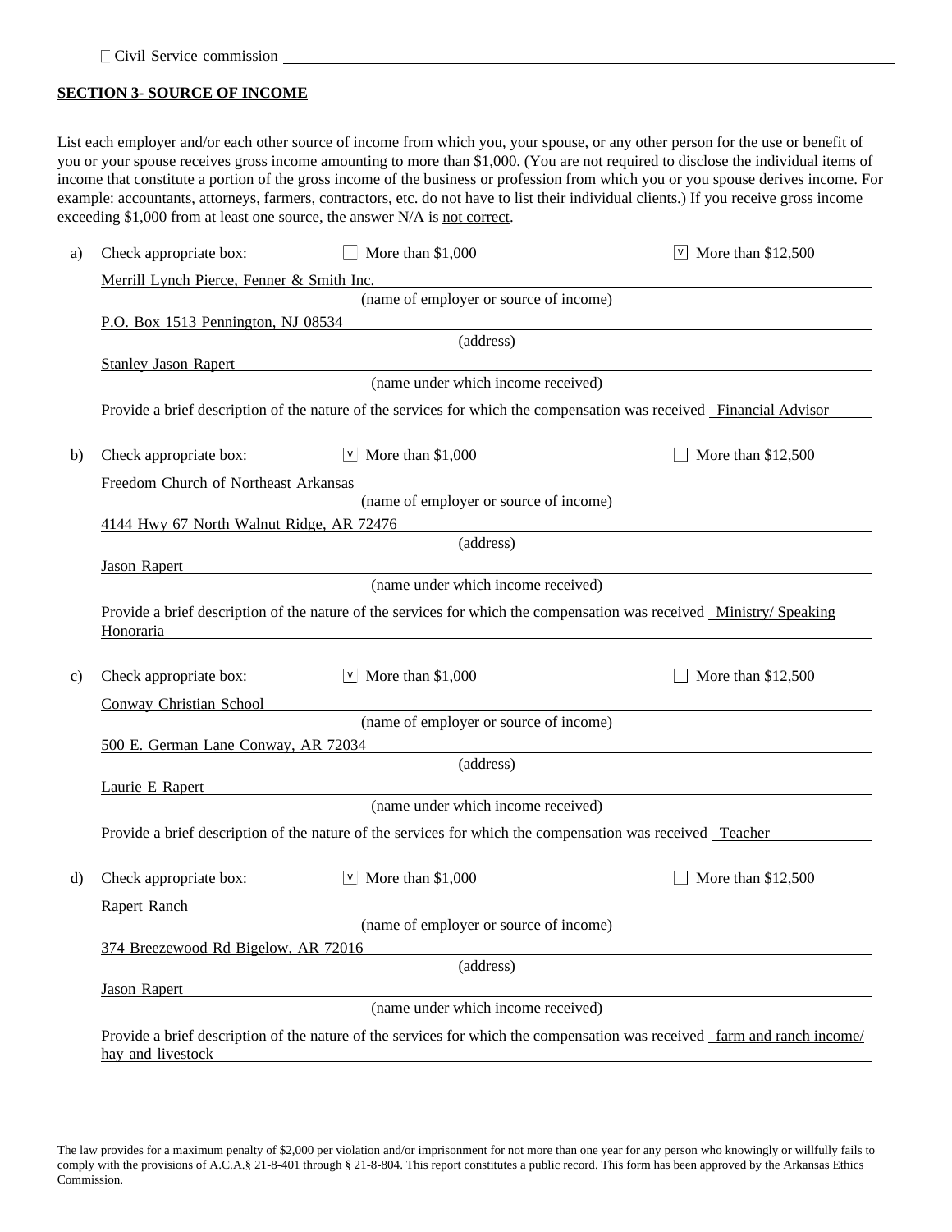☐ Civil Service commission

**SECTION 3- SOURCE OF INCOME**

List each employer and/or each other source of income from which you, your spouse, or any other person for the use or benefit of you or your spouse receives gross income amounting to more than $1,000. (You are not required to disclose the individual items of income that constitute a portion of the gross income of the business or profession from which you or you spouse derives income. For example: accountants, attorneys, farmers, contractors, etc. do not have to list their individual clients.) If you receive gross income exceeding $1,000 from at least one source, the answer N/A is not correct.

a) Check appropriate box: ☐ More than $1,000 ☑ More than $12,500

Merrill Lynch Pierce, Fenner & Smith Inc.
(name of employer or source of income)

P.O. Box 1513 Pennington, NJ 08534
(address)

Stanley Jason Rapert
(name under which income received)

Provide a brief description of the nature of the services for which the compensation was received Financial Advisor

b) Check appropriate box: ☑ More than $1,000 ☐ More than $12,500

Freedom Church of Northeast Arkansas
(name of employer or source of income)

4144 Hwy 67 North Walnut Ridge, AR 72476
(address)

Jason Rapert
(name under which income received)

Provide a brief description of the nature of the services for which the compensation was received Ministry/ Speaking Honoraria

c) Check appropriate box: ☑ More than $1,000 ☐ More than $12,500

Conway Christian School
(name of employer or source of income)

500 E. German Lane Conway, AR 72034
(address)

Laurie E Rapert
(name under which income received)

Provide a brief description of the nature of the services for which the compensation was received Teacher

d) Check appropriate box: ☑ More than $1,000 ☐ More than $12,500

Rapert Ranch
(name of employer or source of income)

374 Breezewood Rd Bigelow, AR 72016
(address)

Jason Rapert
(name under which income received)

Provide a brief description of the nature of the services for which the compensation was received farm and ranch income/ hay and livestock

The law provides for a maximum penalty of $2,000 per violation and/or imprisonment for not more than one year for any person who knowingly or willfully fails to comply with the provisions of A.C.A.§ 21-8-401 through § 21-8-804. This report constitutes a public record. This form has been approved by the Arkansas Ethics Commission.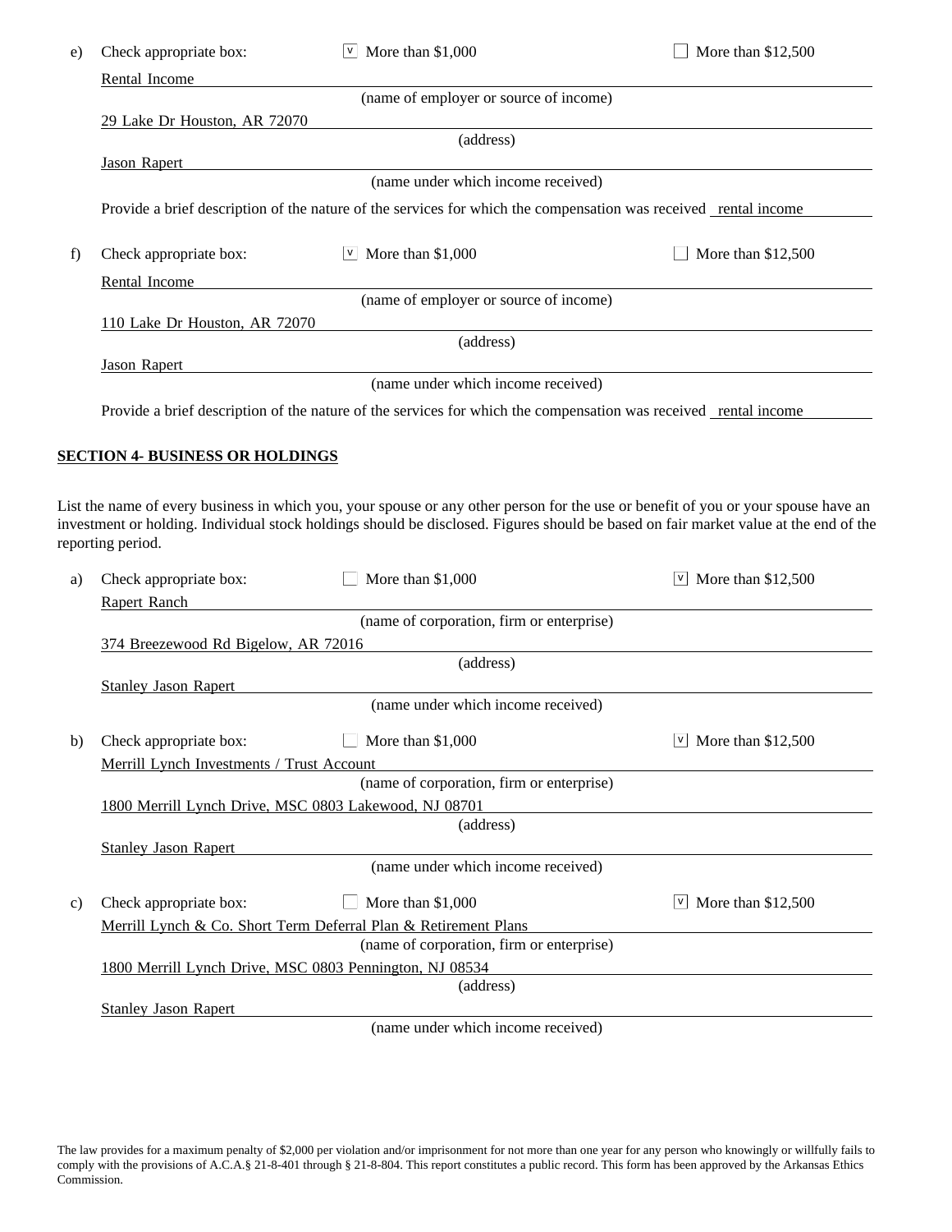e) Check appropriate box: ☑ More than $1,000 ☐ More than $12,500

Rental Income
(name of employer or source of income)

29 Lake Dr Houston, AR 72070
(address)

Jason Rapert
(name under which income received)

Provide a brief description of the nature of the services for which the compensation was received rental income

f) Check appropriate box: ☑ More than $1,000 ☐ More than $12,500

Rental Income
(name of employer or source of income)

110 Lake Dr Houston, AR 72070
(address)

Jason Rapert
(name under which income received)

Provide a brief description of the nature of the services for which the compensation was received rental income

**SECTION 4- BUSINESS OR HOLDINGS**

List the name of every business in which you, your spouse or any other person for the use or benefit of you or your spouse have an investment or holding. Individual stock holdings should be disclosed. Figures should be based on fair market value at the end of the reporting period.

a) Check appropriate box: ☐ More than $1,000 ☑ More than $12,500

Rapert Ranch
(name of corporation, firm or enterprise)

374 Breezewood Rd Bigelow, AR 72016
(address)

Stanley Jason Rapert
(name under which income received)

b) Check appropriate box: ☐ More than $1,000 ☑ More than $12,500

Merrill Lynch Investments / Trust Account
(name of corporation, firm or enterprise)

1800 Merrill Lynch Drive, MSC 0803 Lakewood, NJ 08701
(address)

Stanley Jason Rapert
(name under which income received)

c) Check appropriate box: ☐ More than $1,000 ☑ More than $12,500

Merrill Lynch & Co. Short Term Deferral Plan & Retirement Plans
(name of corporation, firm or enterprise)

1800 Merrill Lynch Drive, MSC 0803 Pennington, NJ 08534
(address)

Stanley Jason Rapert
(name under which income received)

The law provides for a maximum penalty of $2,000 per violation and/or imprisonment for not more than one year for any person who knowingly or willfully fails to comply with the provisions of A.C.A.§ 21-8-401 through § 21-8-804. This report constitutes a public record. This form has been approved by the Arkansas Ethics Commission.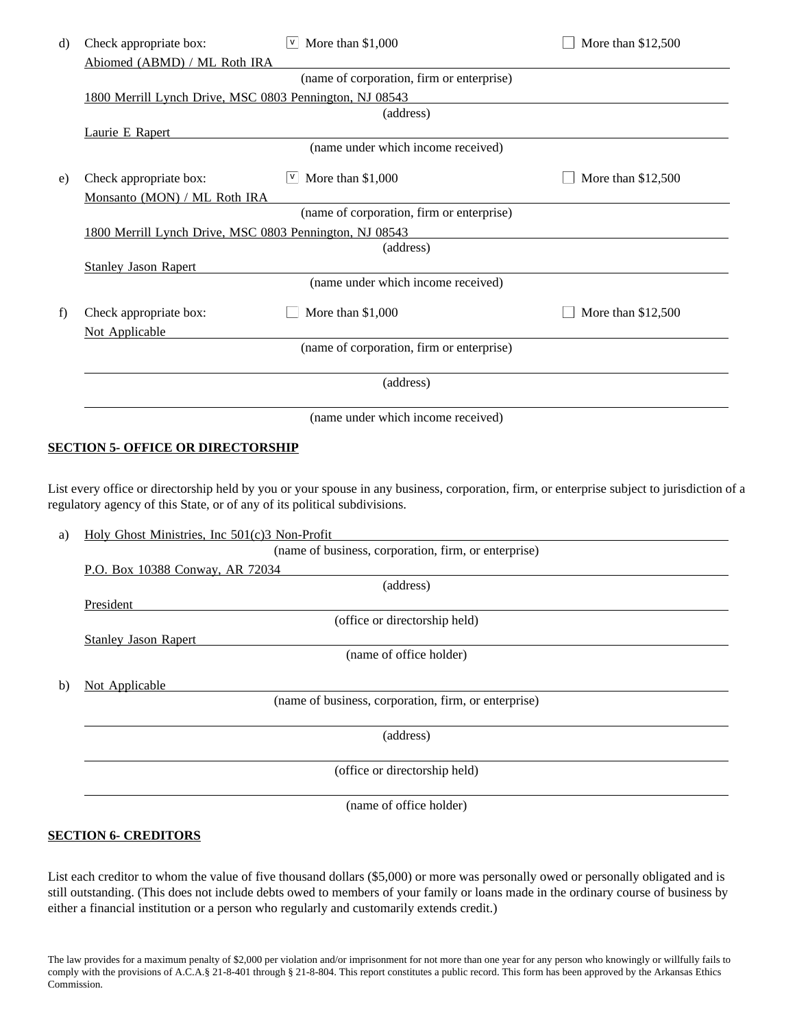d) Check appropriate box: [v] More than $1,000 [ ] More than $12,500

Abiomed (ABMD) / ML Roth IRA
(name of corporation, firm or enterprise)

1800 Merrill Lynch Drive, MSC 0803 Pennington, NJ 08543
(address)

Laurie E Rapert
(name under which income received)

e) Check appropriate box: [v] More than $1,000 [ ] More than $12,500

Monsanto (MON) / ML Roth IRA
(name of corporation, firm or enterprise)

1800 Merrill Lynch Drive, MSC 0803 Pennington, NJ 08543
(address)

Stanley Jason Rapert
(name under which income received)

f) Check appropriate box: [ ] More than $1,000 [ ] More than $12,500

Not Applicable
(name of corporation, firm or enterprise)

(address)

(name under which income received)

## SECTION 5- OFFICE OR DIRECTORSHIP

List every office or directorship held by you or your spouse in any business, corporation, firm, or enterprise subject to jurisdiction of a regulatory agency of this State, or of any of its political subdivisions.

a) Holy Ghost Ministries, Inc 501(c)3 Non-Profit
(name of business, corporation, firm, or enterprise)

P.O. Box 10388 Conway, AR 72034
(address)

President
(office or directorship held)

Stanley Jason Rapert
(name of office holder)

b) Not Applicable
(name of business, corporation, firm, or enterprise)

(address)

(office or directorship held)

(name of office holder)

## SECTION 6- CREDITORS

List each creditor to whom the value of five thousand dollars ($5,000) or more was personally owed or personally obligated and is still outstanding. (This does not include debts owed to members of your family or loans made in the ordinary course of business by either a financial institution or a person who regularly and customarily extends credit.)

The law provides for a maximum penalty of $2,000 per violation and/or imprisonment for not more than one year for any person who knowingly or willfully fails to comply with the provisions of A.C.A.§ 21-8-401 through § 21-8-804. This report constitutes a public record. This form has been approved by the Arkansas Ethics Commission.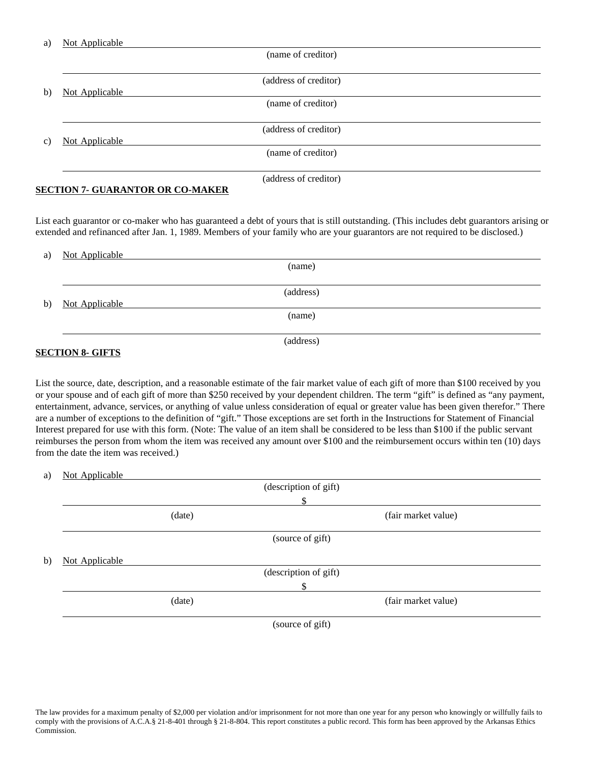a) Not Applicable

(name of creditor)

(address of creditor)

b) Not Applicable

(name of creditor)

(address of creditor)

c) Not Applicable

(name of creditor)

(address of creditor)

**SECTION 7- GUARANTOR OR CO-MAKER**

List each guarantor or co-maker who has guaranteed a debt of yours that is still outstanding. (This includes debt guarantors arising or extended and refinanced after Jan. 1, 1989. Members of your family who are your guarantors are not required to be disclosed.)

a) Not Applicable

(name)

(address)

b) Not Applicable

(name)

(address)

**SECTION 8- GIFTS**

List the source, date, description, and a reasonable estimate of the fair market value of each gift of more than $100 received by you or your spouse and of each gift of more than $250 received by your dependent children. The term "gift" is defined as "any payment, entertainment, advance, services, or anything of value unless consideration of equal or greater value has been given therefor." There are a number of exceptions to the definition of "gift." Those exceptions are set forth in the Instructions for Statement of Financial Interest prepared for use with this form. (Note: The value of an item shall be considered to be less than $100 if the public servant reimburses the person from whom the item was received any amount over $100 and the reimbursement occurs within ten (10) days from the date the item was received.)

a) Not Applicable

(description of gift)

$

(date) (fair market value)

(source of gift)

b) Not Applicable

(description of gift)

$

(date) (fair market value)

(source of gift)

The law provides for a maximum penalty of $2,000 per violation and/or imprisonment for not more than one year for any person who knowingly or willfully fails to comply with the provisions of A.C.A.§ 21-8-401 through § 21-8-804. This report constitutes a public record. This form has been approved by the Arkansas Ethics Commission.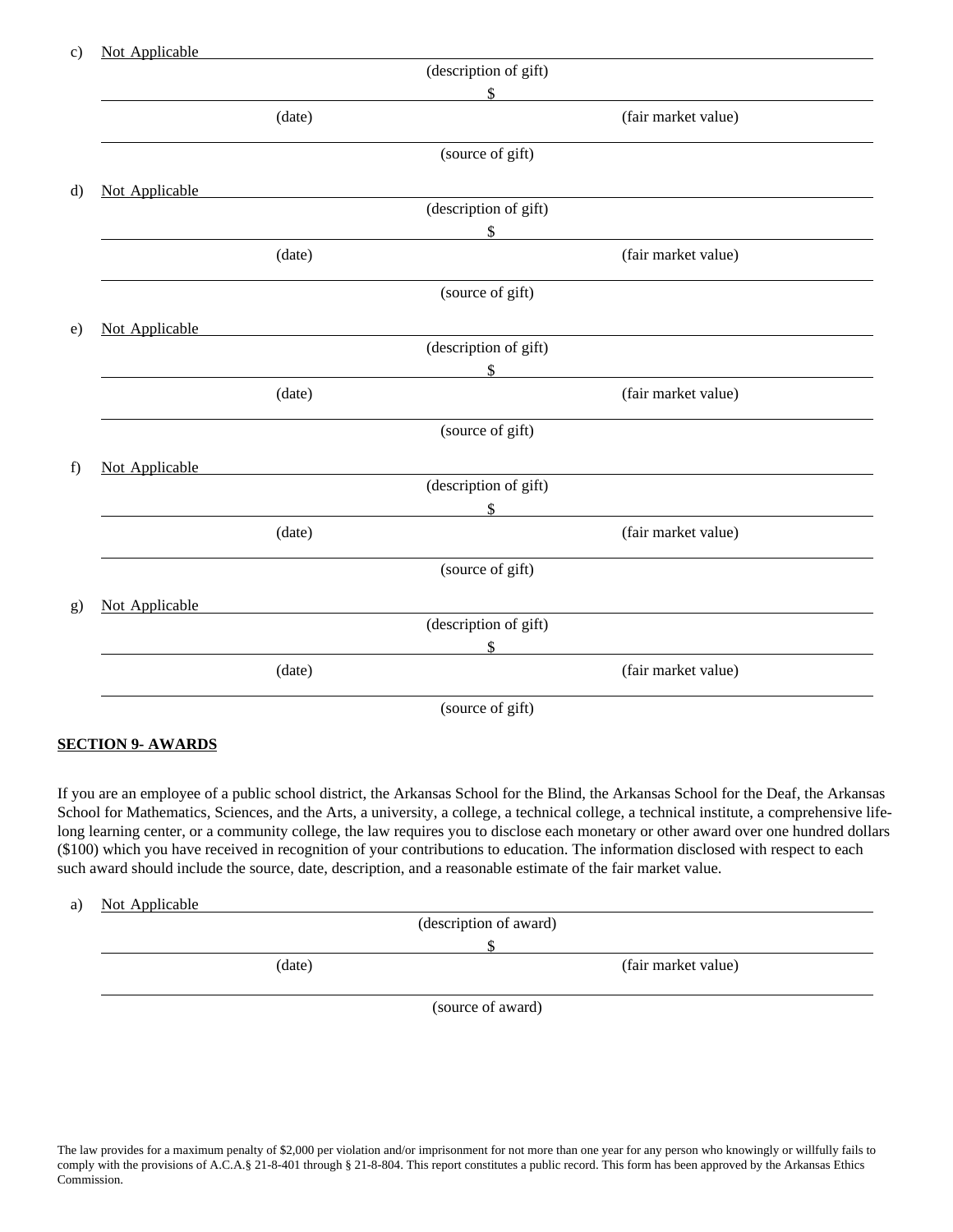c) Not Applicable

(description of gift)

$

(date) (fair market value)

(source of gift)

d) Not Applicable

(description of gift)

$

(date) (fair market value)

(source of gift)

e) Not Applicable

(description of gift)

$

(date) (fair market value)

(source of gift)

f) Not Applicable

(description of gift)

$

(date) (fair market value)

(source of gift)

g) Not Applicable

(description of gift)

$

(date) (fair market value)

(source of gift)

**SECTION 9- AWARDS**

If you are an employee of a public school district, the Arkansas School for the Blind, the Arkansas School for the Deaf, the Arkansas School for Mathematics, Sciences, and the Arts, a university, a college, a technical college, a technical institute, a comprehensive life-long learning center, or a community college, the law requires you to disclose each monetary or other award over one hundred dollars ($100) which you have received in recognition of your contributions to education. The information disclosed with respect to each such award should include the source, date, description, and a reasonable estimate of the fair market value.

a) Not Applicable

(description of award)

$

(date) (fair market value)

(source of award)

The law provides for a maximum penalty of $2,000 per violation and/or imprisonment for not more than one year for any person who knowingly or willfully fails to comply with the provisions of A.C.A.§ 21-8-401 through § 21-8-804. This report constitutes a public record. This form has been approved by the Arkansas Ethics Commission.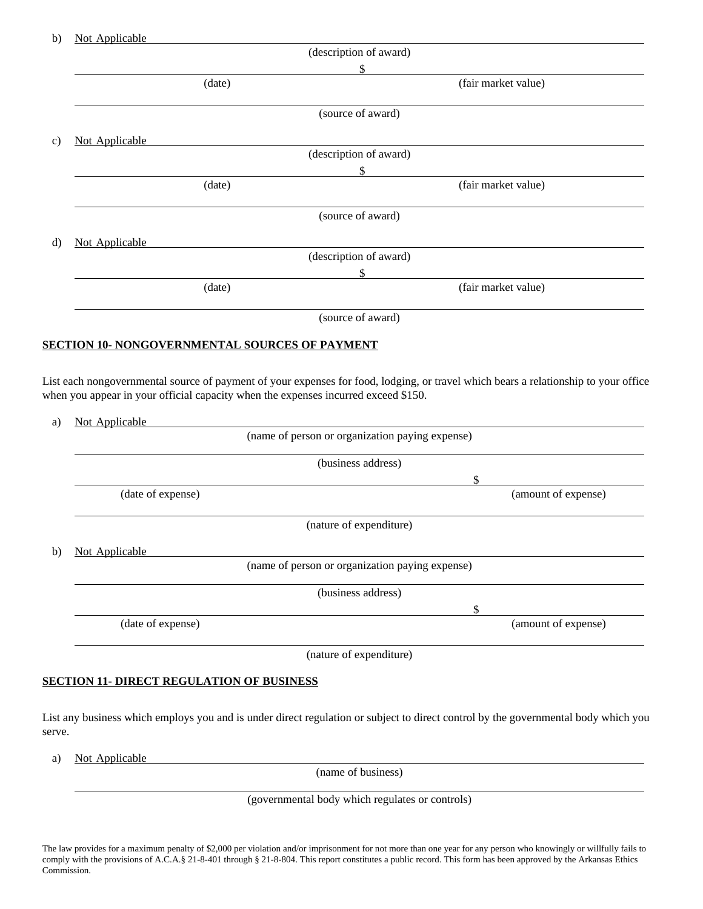b) Not Applicable
(description of award)

$
(date) (fair market value)

(source of award)

c) Not Applicable
(description of award)

$
(date) (fair market value)

(source of award)

d) Not Applicable
(description of award)

$
(date) (fair market value)

(source of award)

**SECTION 10- NONGOVERNMENTAL SOURCES OF PAYMENT**

List each nongovernmental source of payment of your expenses for food, lodging, or travel which bears a relationship to your office when you appear in your official capacity when the expenses incurred exceed $150.

a) Not Applicable
(name of person or organization paying expense)

(business address)

$
(date of expense) (amount of expense)

(nature of expenditure)

b) Not Applicable
(name of person or organization paying expense)

(business address)

$
(date of expense) (amount of expense)

(nature of expenditure)

**SECTION 11- DIRECT REGULATION OF BUSINESS**

List any business which employs you and is under direct regulation or subject to direct control by the governmental body which you serve.

a) Not Applicable
(name of business)

(governmental body which regulates or controls)

The law provides for a maximum penalty of $2,000 per violation and/or imprisonment for not more than one year for any person who knowingly or willfully fails to comply with the provisions of A.C.A.§ 21-8-401 through § 21-8-804. This report constitutes a public record. This form has been approved by the Arkansas Ethics Commission.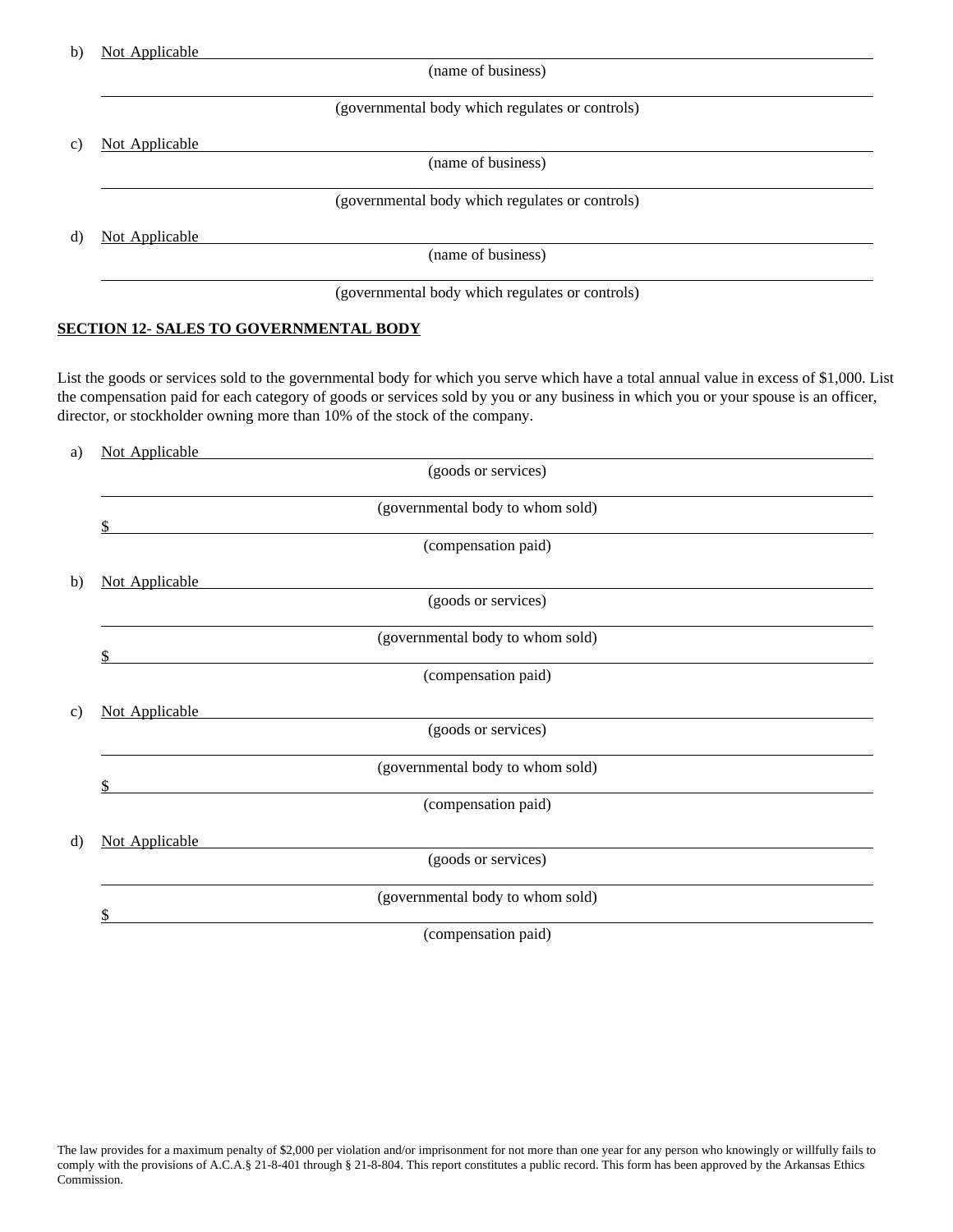b) Not Applicable

(name of business)

(governmental body which regulates or controls)

c) Not Applicable

(name of business)

(governmental body which regulates or controls)

d) Not Applicable

(name of business)

(governmental body which regulates or controls)

## SECTION 12- SALES TO GOVERNMENTAL BODY

List the goods or services sold to the governmental body for which you serve which have a total annual value in excess of $1,000. List the compensation paid for each category of goods or services sold by you or any business in which you or your spouse is an officer, director, or stockholder owning more than 10% of the stock of the company.

a) Not Applicable

(goods or services)

(governmental body to whom sold)

$

(compensation paid)

b) Not Applicable

(goods or services)

(governmental body to whom sold)

$

(compensation paid)

c) Not Applicable

(goods or services)

(governmental body to whom sold)

$

(compensation paid)

d) Not Applicable

(goods or services)

(governmental body to whom sold)

$

(compensation paid)

The law provides for a maximum penalty of $2,000 per violation and/or imprisonment for not more than one year for any person who knowingly or willfully fails to comply with the provisions of A.C.A.§ 21-8-401 through § 21-8-804. This report constitutes a public record. This form has been approved by the Arkansas Ethics Commission.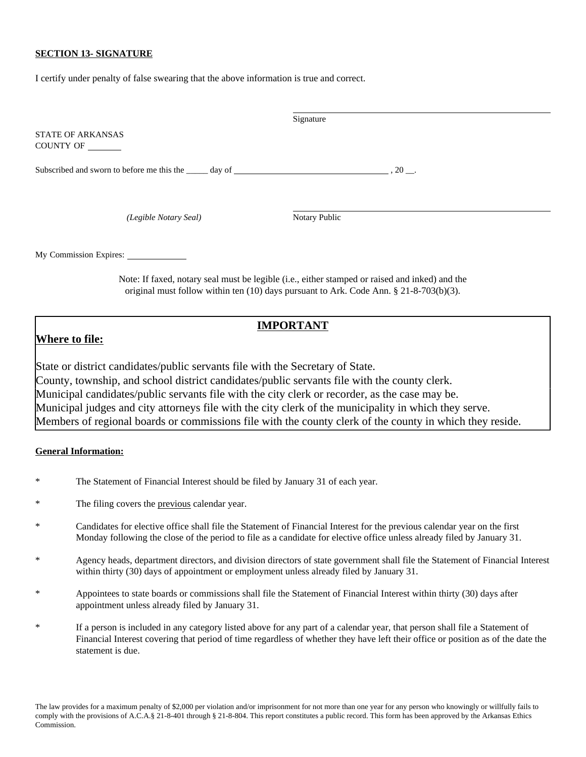**SECTION 13- SIGNATURE**

I certify under penalty of false swearing that the above information is true and correct.

\_\_\_\_\_\_\_\_\_\_\_\_\_\_\_\_\_\_\_\_\_\_\_\_\_\_\_\_\_\_\_\_\_\_\_\_\_\_\_\_
Signature

STATE OF ARKANSAS
COUNTY OF \_\_\_\_\_\_\_\_

Subscribed and sworn to before me this the \_\_\_\_\_ day of \_\_\_\_\_\_\_\_\_\_\_\_\_\_\_\_\_\_\_\_\_\_\_\_\_\_\_\_\_\_\_\_\_\_\_ , 20 \_\_.

*(Legible Notary Seal)*

\_\_\_\_\_\_\_\_\_\_\_\_\_\_\_\_\_\_\_\_\_\_\_\_\_\_\_\_\_\_\_\_\_\_\_\_\_\_\_\_
Notary Public

My Commission Expires: \_\_\_\_\_\_\_\_\_\_\_\_\_\_

Note: If faxed, notary seal must be legible (i.e., either stamped or raised and inked) and the original must follow within ten (10) days pursuant to Ark. Code Ann. § 21-8-703(b)(3).

## IMPORTANT

**Where to file:**

State or district candidates/public servants file with the Secretary of State.
County, township, and school district candidates/public servants file with the county clerk.
Municipal candidates/public servants file with the city clerk or recorder, as the case may be.
Municipal judges and city attorneys file with the city clerk of the municipality in which they serve.
Members of regional boards or commissions file with the county clerk of the county in which they reside.

**General Information:**

* The Statement of Financial Interest should be filed by January 31 of each year.
* The filing covers the previous calendar year.
* Candidates for elective office shall file the Statement of Financial Interest for the previous calendar year on the first Monday following the close of the period to file as a candidate for elective office unless already filed by January 31.
* Agency heads, department directors, and division directors of state government shall file the Statement of Financial Interest within thirty (30) days of appointment or employment unless already filed by January 31.
* Appointees to state boards or commissions shall file the Statement of Financial Interest within thirty (30) days after appointment unless already filed by January 31.
* If a person is included in any category listed above for any part of a calendar year, that person shall file a Statement of Financial Interest covering that period of time regardless of whether they have left their office or position as of the date the statement is due.

The law provides for a maximum penalty of $2,000 per violation and/or imprisonment for not more than one year for any person who knowingly or willfully fails to comply with the provisions of A.C.A.§ 21-8-401 through § 21-8-804. This report constitutes a public record. This form has been approved by the Arkansas Ethics Commission.